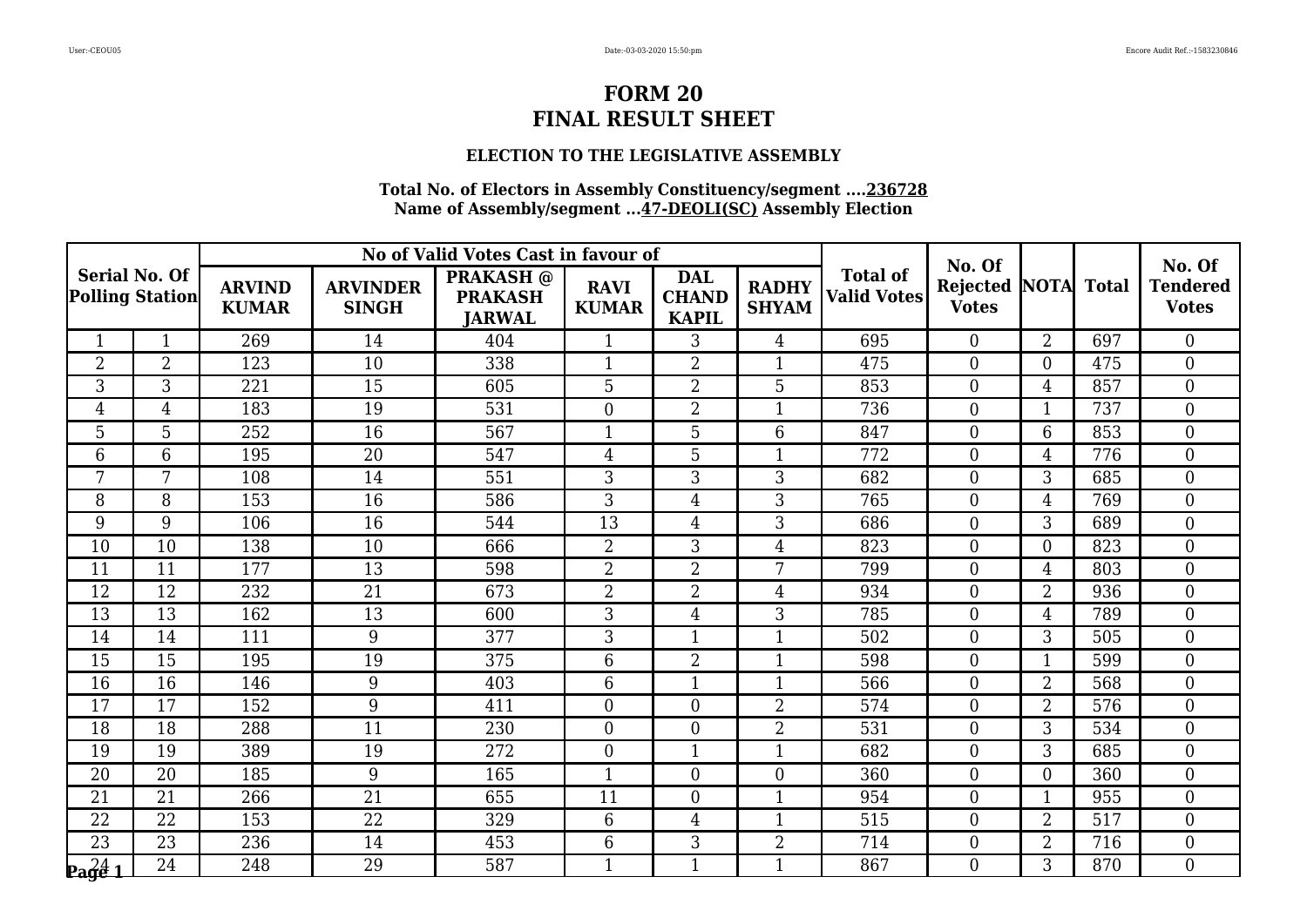# FORM 20
# FINAL RESULT SHEET

### ELECTION TO THE LEGISLATIVE ASSEMBLY

**Total No. of Electors in Assembly Constituency/segment ....236728**
**Name of Assembly/segment ...47-DEOLI(SC) Assembly Election**

| Serial No. Of Polling Station | | No of Valid Votes Cast in favour of | | | | | | Total of Valid Votes | No. Of Rejected Votes | NOTA | Total | No. Of Tendered Votes |
|---|---|---|---|---|---|---|---|---|---|---|---|---|
| | | ARVIND KUMAR | ARVINDER SINGH | PRAKASH @ PRAKASH JARWAL | RAVI KUMAR | DAL CHAND KAPIL | RADHY SHYAM | | | | | |
| 1 | 1 | 269 | 14 | 404 | 1 | 3 | 4 | 695 | 0 | 2 | 697 | 0 |
| 2 | 2 | 123 | 10 | 338 | 1 | 2 | 1 | 475 | 0 | 0 | 475 | 0 |
| 3 | 3 | 221 | 15 | 605 | 5 | 2 | 5 | 853 | 0 | 4 | 857 | 0 |
| 4 | 4 | 183 | 19 | 531 | 0 | 2 | 1 | 736 | 0 | 1 | 737 | 0 |
| 5 | 5 | 252 | 16 | 567 | 1 | 5 | 6 | 847 | 0 | 6 | 853 | 0 |
| 6 | 6 | 195 | 20 | 547 | 4 | 5 | 1 | 772 | 0 | 4 | 776 | 0 |
| 7 | 7 | 108 | 14 | 551 | 3 | 3 | 3 | 682 | 0 | 3 | 685 | 0 |
| 8 | 8 | 153 | 16 | 586 | 3 | 4 | 3 | 765 | 0 | 4 | 769 | 0 |
| 9 | 9 | 106 | 16 | 544 | 13 | 4 | 3 | 686 | 0 | 3 | 689 | 0 |
| 10 | 10 | 138 | 10 | 666 | 2 | 3 | 4 | 823 | 0 | 0 | 823 | 0 |
| 11 | 11 | 177 | 13 | 598 | 2 | 2 | 7 | 799 | 0 | 4 | 803 | 0 |
| 12 | 12 | 232 | 21 | 673 | 2 | 2 | 4 | 934 | 0 | 2 | 936 | 0 |
| 13 | 13 | 162 | 13 | 600 | 3 | 4 | 3 | 785 | 0 | 4 | 789 | 0 |
| 14 | 14 | 111 | 9 | 377 | 3 | 1 | 1 | 502 | 0 | 3 | 505 | 0 |
| 15 | 15 | 195 | 19 | 375 | 6 | 2 | 1 | 598 | 0 | 1 | 599 | 0 |
| 16 | 16 | 146 | 9 | 403 | 6 | 1 | 1 | 566 | 0 | 2 | 568 | 0 |
| 17 | 17 | 152 | 9 | 411 | 0 | 0 | 2 | 574 | 0 | 2 | 576 | 0 |
| 18 | 18 | 288 | 11 | 230 | 0 | 0 | 2 | 531 | 0 | 3 | 534 | 0 |
| 19 | 19 | 389 | 19 | 272 | 0 | 1 | 1 | 682 | 0 | 3 | 685 | 0 |
| 20 | 20 | 185 | 9 | 165 | 1 | 0 | 0 | 360 | 0 | 0 | 360 | 0 |
| 21 | 21 | 266 | 21 | 655 | 11 | 0 | 1 | 954 | 0 | 1 | 955 | 0 |
| 22 | 22 | 153 | 22 | 329 | 6 | 4 | 1 | 515 | 0 | 2 | 517 | 0 |
| 23 | 23 | 236 | 14 | 453 | 6 | 3 | 2 | 714 | 0 | 2 | 716 | 0 |
| 24 | 24 | 248 | 29 | 587 | 1 | 1 | 1 | 867 | 0 | 3 | 870 | 0 |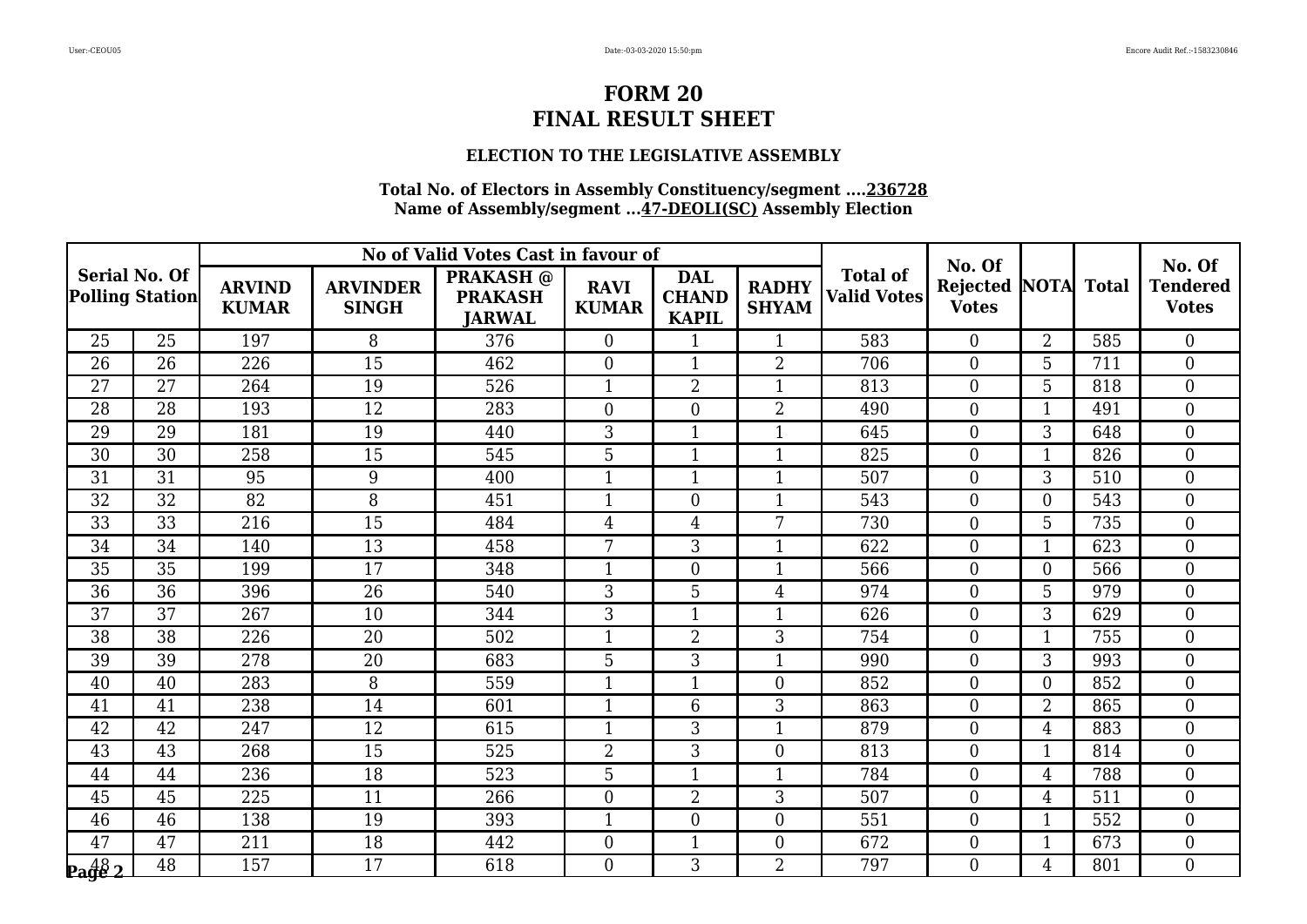# FORM 20
# FINAL RESULT SHEET

### ELECTION TO THE LEGISLATIVE ASSEMBLY

**Total No. of Electors in Assembly Constituency/segment ....236728**
**Name of Assembly/segment ...47-DEOLI(SC) Assembly Election**

| Serial No. Of Polling Station | | No of Valid Votes Cast in favour of | | | | | | Total of Valid Votes | No. Of Rejected Votes | NOTA | Total | No. Of Tendered Votes |
|---|---|---|---|---|---|---|---|---|---|---|---|---|
| | | ARVIND KUMAR | ARVINDER SINGH | PRAKASH @ PRAKASH JARWAL | RAVI KUMAR | DAL CHAND KAPIL | RADHY SHYAM | | | | | |
| 25 | 25 | 197 | 8 | 376 | 0 | 1 | 1 | 583 | 0 | 2 | 585 | 0 |
| 26 | 26 | 226 | 15 | 462 | 0 | 1 | 2 | 706 | 0 | 5 | 711 | 0 |
| 27 | 27 | 264 | 19 | 526 | 1 | 2 | 1 | 813 | 0 | 5 | 818 | 0 |
| 28 | 28 | 193 | 12 | 283 | 0 | 0 | 2 | 490 | 0 | 1 | 491 | 0 |
| 29 | 29 | 181 | 19 | 440 | 3 | 1 | 1 | 645 | 0 | 3 | 648 | 0 |
| 30 | 30 | 258 | 15 | 545 | 5 | 1 | 1 | 825 | 0 | 1 | 826 | 0 |
| 31 | 31 | 95 | 9 | 400 | 1 | 1 | 1 | 507 | 0 | 3 | 510 | 0 |
| 32 | 32 | 82 | 8 | 451 | 1 | 0 | 1 | 543 | 0 | 0 | 543 | 0 |
| 33 | 33 | 216 | 15 | 484 | 4 | 4 | 7 | 730 | 0 | 5 | 735 | 0 |
| 34 | 34 | 140 | 13 | 458 | 7 | 3 | 1 | 622 | 0 | 1 | 623 | 0 |
| 35 | 35 | 199 | 17 | 348 | 1 | 0 | 1 | 566 | 0 | 0 | 566 | 0 |
| 36 | 36 | 396 | 26 | 540 | 3 | 5 | 4 | 974 | 0 | 5 | 979 | 0 |
| 37 | 37 | 267 | 10 | 344 | 3 | 1 | 1 | 626 | 0 | 3 | 629 | 0 |
| 38 | 38 | 226 | 20 | 502 | 1 | 2 | 3 | 754 | 0 | 1 | 755 | 0 |
| 39 | 39 | 278 | 20 | 683 | 5 | 3 | 1 | 990 | 0 | 3 | 993 | 0 |
| 40 | 40 | 283 | 8 | 559 | 1 | 1 | 0 | 852 | 0 | 0 | 852 | 0 |
| 41 | 41 | 238 | 14 | 601 | 1 | 6 | 3 | 863 | 0 | 2 | 865 | 0 |
| 42 | 42 | 247 | 12 | 615 | 1 | 3 | 1 | 879 | 0 | 4 | 883 | 0 |
| 43 | 43 | 268 | 15 | 525 | 2 | 3 | 0 | 813 | 0 | 1 | 814 | 0 |
| 44 | 44 | 236 | 18 | 523 | 5 | 1 | 1 | 784 | 0 | 4 | 788 | 0 |
| 45 | 45 | 225 | 11 | 266 | 0 | 2 | 3 | 507 | 0 | 4 | 511 | 0 |
| 46 | 46 | 138 | 19 | 393 | 1 | 0 | 0 | 551 | 0 | 1 | 552 | 0 |
| 47 | 47 | 211 | 18 | 442 | 0 | 1 | 0 | 672 | 0 | 1 | 673 | 0 |
| 48 | 48 | 157 | 17 | 618 | 0 | 3 | 2 | 797 | 0 | 4 | 801 | 0 |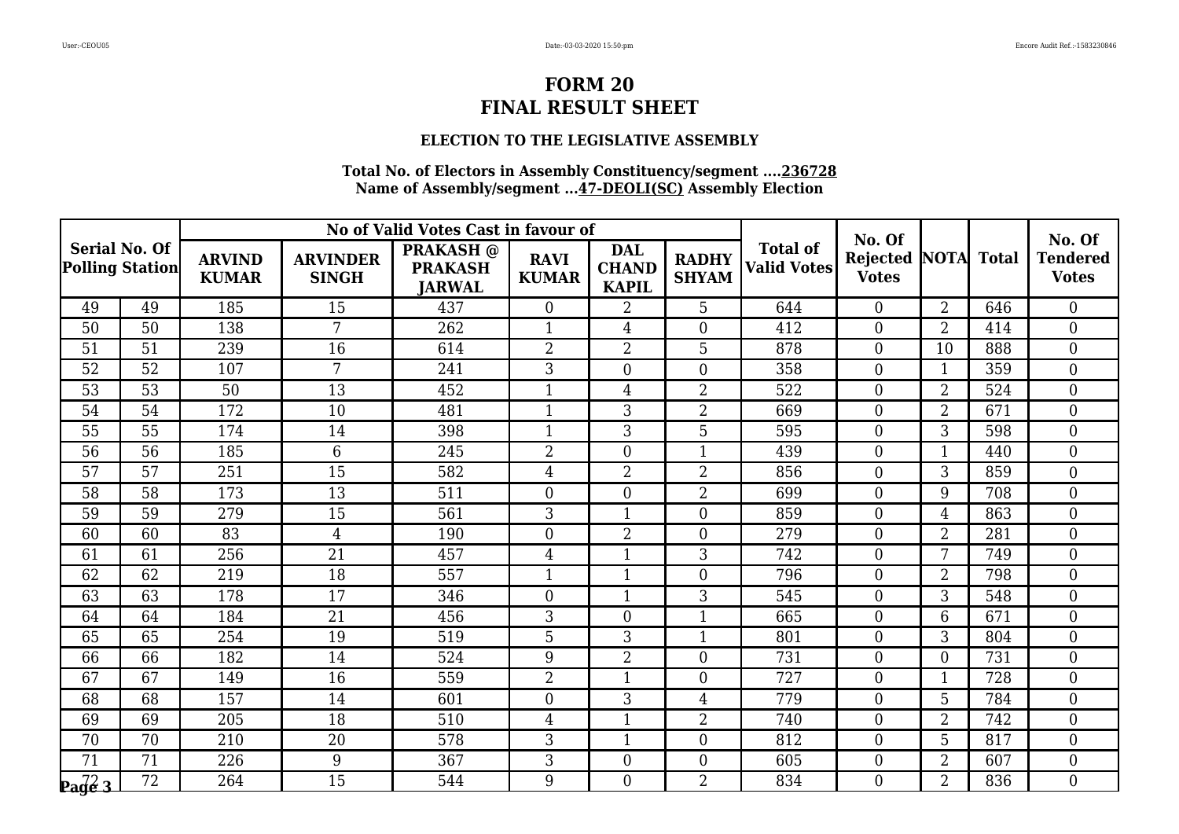# FORM 20
# FINAL RESULT SHEET

### ELECTION TO THE LEGISLATIVE ASSEMBLY

**Total No. of Electors in Assembly Constituency/segment ....236728**
**Name of Assembly/segment ...47-DEOLI(SC) Assembly Election**

| Serial No. Of Polling Station | | No of Valid Votes Cast in favour of | | | | | | Total of Valid Votes | No. Of Rejected Votes | NOTA | Total | No. Of Tendered Votes |
|---|---|---|---|---|---|---|---|---|---|---|---|---|
| | | ARVIND KUMAR | ARVINDER SINGH | PRAKASH @ PRAKASH JARWAL | RAVI KUMAR | DAL CHAND KAPIL | RADHY SHYAM | | | | | |
| 49 | 49 | 185 | 15 | 437 | 0 | 2 | 5 | 644 | 0 | 2 | 646 | 0 |
| 50 | 50 | 138 | 7 | 262 | 1 | 4 | 0 | 412 | 0 | 2 | 414 | 0 |
| 51 | 51 | 239 | 16 | 614 | 2 | 2 | 5 | 878 | 0 | 10 | 888 | 0 |
| 52 | 52 | 107 | 7 | 241 | 3 | 0 | 0 | 358 | 0 | 1 | 359 | 0 |
| 53 | 53 | 50 | 13 | 452 | 1 | 4 | 2 | 522 | 0 | 2 | 524 | 0 |
| 54 | 54 | 172 | 10 | 481 | 1 | 3 | 2 | 669 | 0 | 2 | 671 | 0 |
| 55 | 55 | 174 | 14 | 398 | 1 | 3 | 5 | 595 | 0 | 3 | 598 | 0 |
| 56 | 56 | 185 | 6 | 245 | 2 | 0 | 1 | 439 | 0 | 1 | 440 | 0 |
| 57 | 57 | 251 | 15 | 582 | 4 | 2 | 2 | 856 | 0 | 3 | 859 | 0 |
| 58 | 58 | 173 | 13 | 511 | 0 | 0 | 2 | 699 | 0 | 9 | 708 | 0 |
| 59 | 59 | 279 | 15 | 561 | 3 | 1 | 0 | 859 | 0 | 4 | 863 | 0 |
| 60 | 60 | 83 | 4 | 190 | 0 | 2 | 0 | 279 | 0 | 2 | 281 | 0 |
| 61 | 61 | 256 | 21 | 457 | 4 | 1 | 3 | 742 | 0 | 7 | 749 | 0 |
| 62 | 62 | 219 | 18 | 557 | 1 | 1 | 0 | 796 | 0 | 2 | 798 | 0 |
| 63 | 63 | 178 | 17 | 346 | 0 | 1 | 3 | 545 | 0 | 3 | 548 | 0 |
| 64 | 64 | 184 | 21 | 456 | 3 | 0 | 1 | 665 | 0 | 6 | 671 | 0 |
| 65 | 65 | 254 | 19 | 519 | 5 | 3 | 1 | 801 | 0 | 3 | 804 | 0 |
| 66 | 66 | 182 | 14 | 524 | 9 | 2 | 0 | 731 | 0 | 0 | 731 | 0 |
| 67 | 67 | 149 | 16 | 559 | 2 | 1 | 0 | 727 | 0 | 1 | 728 | 0 |
| 68 | 68 | 157 | 14 | 601 | 0 | 3 | 4 | 779 | 0 | 5 | 784 | 0 |
| 69 | 69 | 205 | 18 | 510 | 4 | 1 | 2 | 740 | 0 | 2 | 742 | 0 |
| 70 | 70 | 210 | 20 | 578 | 3 | 1 | 0 | 812 | 0 | 5 | 817 | 0 |
| 71 | 71 | 226 | 9 | 367 | 3 | 0 | 0 | 605 | 0 | 2 | 607 | 0 |
| 72 | 72 | 264 | 15 | 544 | 9 | 0 | 2 | 834 | 0 | 2 | 836 | 0 |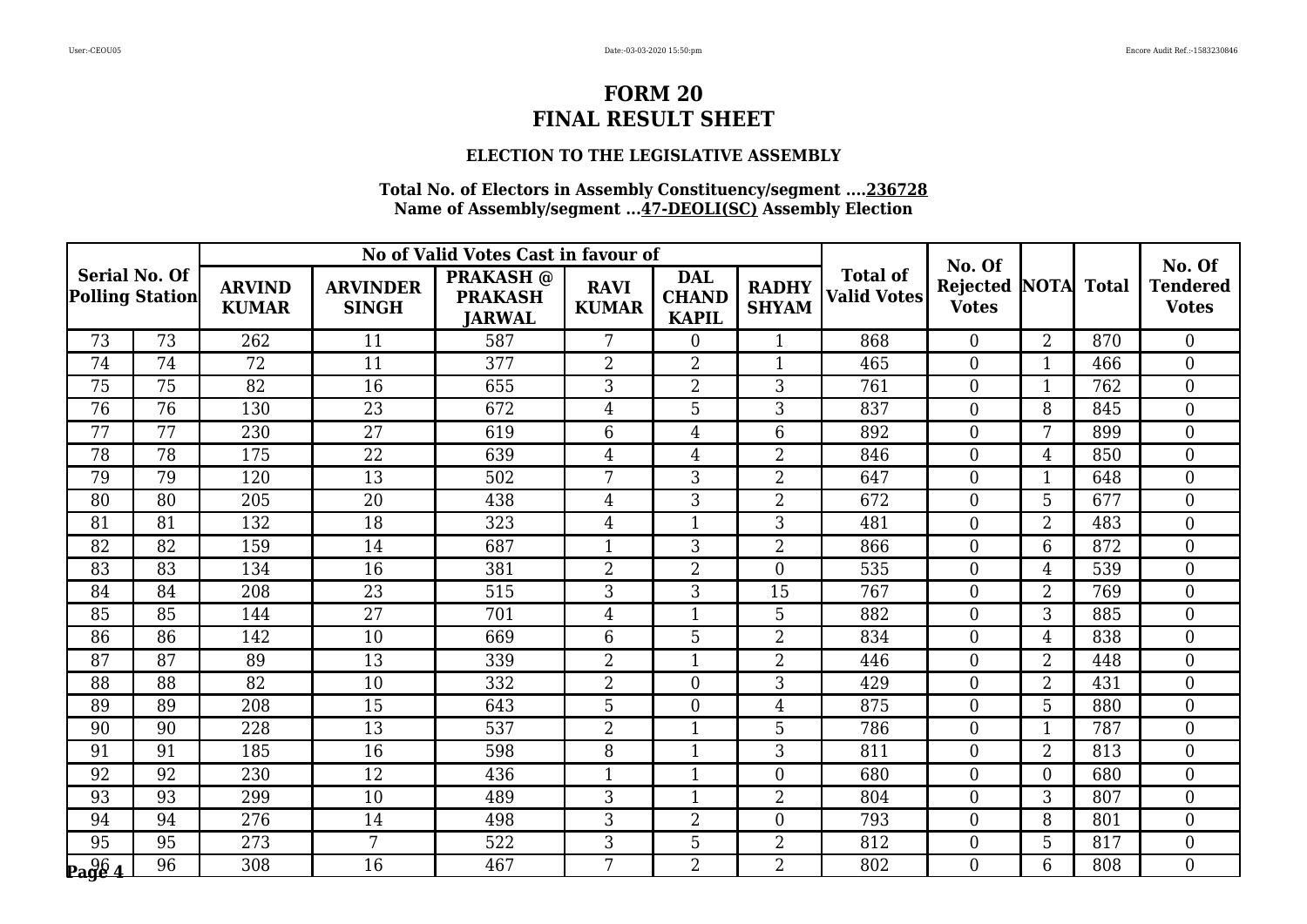# FORM 20
# FINAL RESULT SHEET

### ELECTION TO THE LEGISLATIVE ASSEMBLY

**Total No. of Electors in Assembly Constituency/segment ....236728**
**Name of Assembly/segment ...47-DEOLI(SC) Assembly Election**

| Serial No. Of Polling Station | | No of Valid Votes Cast in favour of | | | | | | Total of Valid Votes | No. Of Rejected Votes | NOTA | Total | No. Of Tendered Votes |
|---|---|---|---|---|---|---|---|---|---|---|---|---|
| | | ARVIND KUMAR | ARVINDER SINGH | PRAKASH @ PRAKASH JARWAL | RAVI KUMAR | DAL CHAND KAPIL | RADHY SHYAM | | | | | |
| 73 | 73 | 262 | 11 | 587 | 7 | 0 | 1 | 868 | 0 | 2 | 870 | 0 |
| 74 | 74 | 72 | 11 | 377 | 2 | 2 | 1 | 465 | 0 | 1 | 466 | 0 |
| 75 | 75 | 82 | 16 | 655 | 3 | 2 | 3 | 761 | 0 | 1 | 762 | 0 |
| 76 | 76 | 130 | 23 | 672 | 4 | 5 | 3 | 837 | 0 | 8 | 845 | 0 |
| 77 | 77 | 230 | 27 | 619 | 6 | 4 | 6 | 892 | 0 | 7 | 899 | 0 |
| 78 | 78 | 175 | 22 | 639 | 4 | 4 | 2 | 846 | 0 | 4 | 850 | 0 |
| 79 | 79 | 120 | 13 | 502 | 7 | 3 | 2 | 647 | 0 | 1 | 648 | 0 |
| 80 | 80 | 205 | 20 | 438 | 4 | 3 | 2 | 672 | 0 | 5 | 677 | 0 |
| 81 | 81 | 132 | 18 | 323 | 4 | 1 | 3 | 481 | 0 | 2 | 483 | 0 |
| 82 | 82 | 159 | 14 | 687 | 1 | 3 | 2 | 866 | 0 | 6 | 872 | 0 |
| 83 | 83 | 134 | 16 | 381 | 2 | 2 | 0 | 535 | 0 | 4 | 539 | 0 |
| 84 | 84 | 208 | 23 | 515 | 3 | 3 | 15 | 767 | 0 | 2 | 769 | 0 |
| 85 | 85 | 144 | 27 | 701 | 4 | 1 | 5 | 882 | 0 | 3 | 885 | 0 |
| 86 | 86 | 142 | 10 | 669 | 6 | 5 | 2 | 834 | 0 | 4 | 838 | 0 |
| 87 | 87 | 89 | 13 | 339 | 2 | 1 | 2 | 446 | 0 | 2 | 448 | 0 |
| 88 | 88 | 82 | 10 | 332 | 2 | 0 | 3 | 429 | 0 | 2 | 431 | 0 |
| 89 | 89 | 208 | 15 | 643 | 5 | 0 | 4 | 875 | 0 | 5 | 880 | 0 |
| 90 | 90 | 228 | 13 | 537 | 2 | 1 | 5 | 786 | 0 | 1 | 787 | 0 |
| 91 | 91 | 185 | 16 | 598 | 8 | 1 | 3 | 811 | 0 | 2 | 813 | 0 |
| 92 | 92 | 230 | 12 | 436 | 1 | 1 | 0 | 680 | 0 | 0 | 680 | 0 |
| 93 | 93 | 299 | 10 | 489 | 3 | 1 | 2 | 804 | 0 | 3 | 807 | 0 |
| 94 | 94 | 276 | 14 | 498 | 3 | 2 | 0 | 793 | 0 | 8 | 801 | 0 |
| 95 | 95 | 273 | 7 | 522 | 3 | 5 | 2 | 812 | 0 | 5 | 817 | 0 |
| 96 | 96 | 308 | 16 | 467 | 7 | 2 | 2 | 802 | 0 | 6 | 808 | 0 |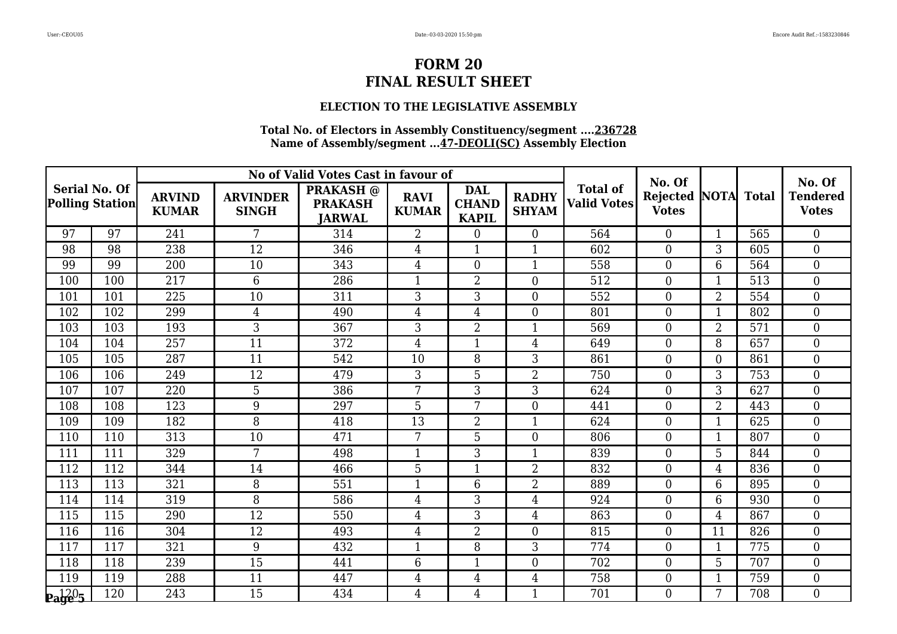# FORM 20
# FINAL RESULT SHEET

### ELECTION TO THE LEGISLATIVE ASSEMBLY

**Total No. of Electors in Assembly Constituency/segment ....236728**
**Name of Assembly/segment ...47-DEOLI(SC) Assembly Election**

| Serial No. Of Polling Station | | No of Valid Votes Cast in favour of | | | | | | Total of Valid Votes | No. Of Rejected Votes | NOTA | Total | No. Of Tendered Votes |
|---|---|---|---|---|---|---|---|---|---|---|---|---|
| | | ARVIND KUMAR | ARVINDER SINGH | PRAKASH @ PRAKASH JARWAL | RAVI KUMAR | DAL CHAND KAPIL | RADHY SHYAM | | | | | |
| 97 | 97 | 241 | 7 | 314 | 2 | 0 | 0 | 564 | 0 | 1 | 565 | 0 |
| 98 | 98 | 238 | 12 | 346 | 4 | 1 | 1 | 602 | 0 | 3 | 605 | 0 |
| 99 | 99 | 200 | 10 | 343 | 4 | 0 | 1 | 558 | 0 | 6 | 564 | 0 |
| 100 | 100 | 217 | 6 | 286 | 1 | 2 | 0 | 512 | 0 | 1 | 513 | 0 |
| 101 | 101 | 225 | 10 | 311 | 3 | 3 | 0 | 552 | 0 | 2 | 554 | 0 |
| 102 | 102 | 299 | 4 | 490 | 4 | 4 | 0 | 801 | 0 | 1 | 802 | 0 |
| 103 | 103 | 193 | 3 | 367 | 3 | 2 | 1 | 569 | 0 | 2 | 571 | 0 |
| 104 | 104 | 257 | 11 | 372 | 4 | 1 | 4 | 649 | 0 | 8 | 657 | 0 |
| 105 | 105 | 287 | 11 | 542 | 10 | 8 | 3 | 861 | 0 | 0 | 861 | 0 |
| 106 | 106 | 249 | 12 | 479 | 3 | 5 | 2 | 750 | 0 | 3 | 753 | 0 |
| 107 | 107 | 220 | 5 | 386 | 7 | 3 | 3 | 624 | 0 | 3 | 627 | 0 |
| 108 | 108 | 123 | 9 | 297 | 5 | 7 | 0 | 441 | 0 | 2 | 443 | 0 |
| 109 | 109 | 182 | 8 | 418 | 13 | 2 | 1 | 624 | 0 | 1 | 625 | 0 |
| 110 | 110 | 313 | 10 | 471 | 7 | 5 | 0 | 806 | 0 | 1 | 807 | 0 |
| 111 | 111 | 329 | 7 | 498 | 1 | 3 | 1 | 839 | 0 | 5 | 844 | 0 |
| 112 | 112 | 344 | 14 | 466 | 5 | 1 | 2 | 832 | 0 | 4 | 836 | 0 |
| 113 | 113 | 321 | 8 | 551 | 1 | 6 | 2 | 889 | 0 | 6 | 895 | 0 |
| 114 | 114 | 319 | 8 | 586 | 4 | 3 | 4 | 924 | 0 | 6 | 930 | 0 |
| 115 | 115 | 290 | 12 | 550 | 4 | 3 | 4 | 863 | 0 | 4 | 867 | 0 |
| 116 | 116 | 304 | 12 | 493 | 4 | 2 | 0 | 815 | 0 | 11 | 826 | 0 |
| 117 | 117 | 321 | 9 | 432 | 1 | 8 | 3 | 774 | 0 | 1 | 775 | 0 |
| 118 | 118 | 239 | 15 | 441 | 6 | 1 | 0 | 702 | 0 | 5 | 707 | 0 |
| 119 | 119 | 288 | 11 | 447 | 4 | 4 | 4 | 758 | 0 | 1 | 759 | 0 |
| 120 | 120 | 243 | 15 | 434 | 4 | 4 | 1 | 701 | 0 | 7 | 708 | 0 |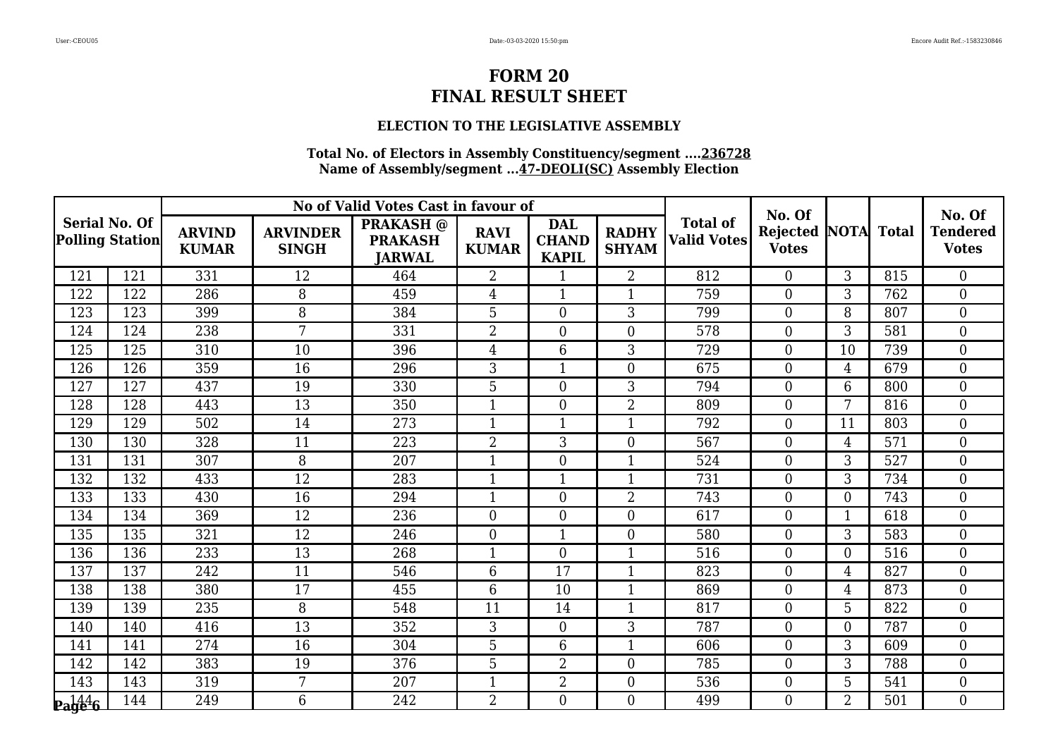# FORM 20
# FINAL RESULT SHEET

### ELECTION TO THE LEGISLATIVE ASSEMBLY

**Total No. of Electors in Assembly Constituency/segment ....236728**
**Name of Assembly/segment ...47-DEOLI(SC) Assembly Election**

| Serial No. Of Polling Station | | No of Valid Votes Cast in favour of | | | | | | Total of Valid Votes | No. Of Rejected Votes | NOTA | Total | No. Of Tendered Votes |
|---|---|---|---|---|---|---|---|---|---|---|---|---|
| | | ARVIND KUMAR | ARVINDER SINGH | PRAKASH @ PRAKASH JARWAL | RAVI KUMAR | DAL CHAND KAPIL | RADHY SHYAM | | | | | |
| 121 | 121 | 331 | 12 | 464 | 2 | 1 | 2 | 812 | 0 | 3 | 815 | 0 |
| 122 | 122 | 286 | 8 | 459 | 4 | 1 | 1 | 759 | 0 | 3 | 762 | 0 |
| 123 | 123 | 399 | 8 | 384 | 5 | 0 | 3 | 799 | 0 | 8 | 807 | 0 |
| 124 | 124 | 238 | 7 | 331 | 2 | 0 | 0 | 578 | 0 | 3 | 581 | 0 |
| 125 | 125 | 310 | 10 | 396 | 4 | 6 | 3 | 729 | 0 | 10 | 739 | 0 |
| 126 | 126 | 359 | 16 | 296 | 3 | 1 | 0 | 675 | 0 | 4 | 679 | 0 |
| 127 | 127 | 437 | 19 | 330 | 5 | 0 | 3 | 794 | 0 | 6 | 800 | 0 |
| 128 | 128 | 443 | 13 | 350 | 1 | 0 | 2 | 809 | 0 | 7 | 816 | 0 |
| 129 | 129 | 502 | 14 | 273 | 1 | 1 | 1 | 792 | 0 | 11 | 803 | 0 |
| 130 | 130 | 328 | 11 | 223 | 2 | 3 | 0 | 567 | 0 | 4 | 571 | 0 |
| 131 | 131 | 307 | 8 | 207 | 1 | 0 | 1 | 524 | 0 | 3 | 527 | 0 |
| 132 | 132 | 433 | 12 | 283 | 1 | 1 | 1 | 731 | 0 | 3 | 734 | 0 |
| 133 | 133 | 430 | 16 | 294 | 1 | 0 | 2 | 743 | 0 | 0 | 743 | 0 |
| 134 | 134 | 369 | 12 | 236 | 0 | 0 | 0 | 617 | 0 | 1 | 618 | 0 |
| 135 | 135 | 321 | 12 | 246 | 0 | 1 | 0 | 580 | 0 | 3 | 583 | 0 |
| 136 | 136 | 233 | 13 | 268 | 1 | 0 | 1 | 516 | 0 | 0 | 516 | 0 |
| 137 | 137 | 242 | 11 | 546 | 6 | 17 | 1 | 823 | 0 | 4 | 827 | 0 |
| 138 | 138 | 380 | 17 | 455 | 6 | 10 | 1 | 869 | 0 | 4 | 873 | 0 |
| 139 | 139 | 235 | 8 | 548 | 11 | 14 | 1 | 817 | 0 | 5 | 822 | 0 |
| 140 | 140 | 416 | 13 | 352 | 3 | 0 | 3 | 787 | 0 | 0 | 787 | 0 |
| 141 | 141 | 274 | 16 | 304 | 5 | 6 | 1 | 606 | 0 | 3 | 609 | 0 |
| 142 | 142 | 383 | 19 | 376 | 5 | 2 | 0 | 785 | 0 | 3 | 788 | 0 |
| 143 | 143 | 319 | 7 | 207 | 1 | 2 | 0 | 536 | 0 | 5 | 541 | 0 |
| 144 | 144 | 249 | 6 | 242 | 2 | 0 | 0 | 499 | 0 | 2 | 501 | 0 |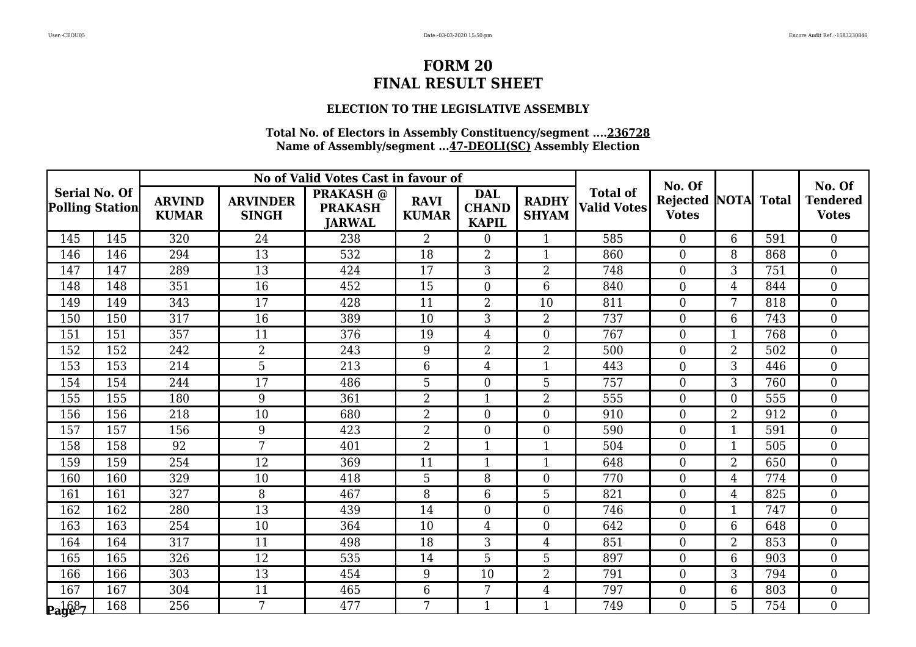# FORM 20
# FINAL RESULT SHEET

### ELECTION TO THE LEGISLATIVE ASSEMBLY

**Total No. of Electors in Assembly Constituency/segment ....236728**
**Name of Assembly/segment ...47-DEOLI(SC) Assembly Election**

| Serial No. Of Polling Station | | No of Valid Votes Cast in favour of | | | | | | Total of Valid Votes | No. Of Rejected Votes | NOTA | Total | No. Of Tendered Votes |
|---|---|---|---|---|---|---|---|---|---|---|---|---|
| | | ARVIND KUMAR | ARVINDER SINGH | PRAKASH @ PRAKASH JARWAL | RAVI KUMAR | DAL CHAND KAPIL | RADHY SHYAM | | | | | |
| 145 | 145 | 320 | 24 | 238 | 2 | 0 | 1 | 585 | 0 | 6 | 591 | 0 |
| 146 | 146 | 294 | 13 | 532 | 18 | 2 | 1 | 860 | 0 | 8 | 868 | 0 |
| 147 | 147 | 289 | 13 | 424 | 17 | 3 | 2 | 748 | 0 | 3 | 751 | 0 |
| 148 | 148 | 351 | 16 | 452 | 15 | 0 | 6 | 840 | 0 | 4 | 844 | 0 |
| 149 | 149 | 343 | 17 | 428 | 11 | 2 | 10 | 811 | 0 | 7 | 818 | 0 |
| 150 | 150 | 317 | 16 | 389 | 10 | 3 | 2 | 737 | 0 | 6 | 743 | 0 |
| 151 | 151 | 357 | 11 | 376 | 19 | 4 | 0 | 767 | 0 | 1 | 768 | 0 |
| 152 | 152 | 242 | 2 | 243 | 9 | 2 | 2 | 500 | 0 | 2 | 502 | 0 |
| 153 | 153 | 214 | 5 | 213 | 6 | 4 | 1 | 443 | 0 | 3 | 446 | 0 |
| 154 | 154 | 244 | 17 | 486 | 5 | 0 | 5 | 757 | 0 | 3 | 760 | 0 |
| 155 | 155 | 180 | 9 | 361 | 2 | 1 | 2 | 555 | 0 | 0 | 555 | 0 |
| 156 | 156 | 218 | 10 | 680 | 2 | 0 | 0 | 910 | 0 | 2 | 912 | 0 |
| 157 | 157 | 156 | 9 | 423 | 2 | 0 | 0 | 590 | 0 | 1 | 591 | 0 |
| 158 | 158 | 92 | 7 | 401 | 2 | 1 | 1 | 504 | 0 | 1 | 505 | 0 |
| 159 | 159 | 254 | 12 | 369 | 11 | 1 | 1 | 648 | 0 | 2 | 650 | 0 |
| 160 | 160 | 329 | 10 | 418 | 5 | 8 | 0 | 770 | 0 | 4 | 774 | 0 |
| 161 | 161 | 327 | 8 | 467 | 8 | 6 | 5 | 821 | 0 | 4 | 825 | 0 |
| 162 | 162 | 280 | 13 | 439 | 14 | 0 | 0 | 746 | 0 | 1 | 747 | 0 |
| 163 | 163 | 254 | 10 | 364 | 10 | 4 | 0 | 642 | 0 | 6 | 648 | 0 |
| 164 | 164 | 317 | 11 | 498 | 18 | 3 | 4 | 851 | 0 | 2 | 853 | 0 |
| 165 | 165 | 326 | 12 | 535 | 14 | 5 | 5 | 897 | 0 | 6 | 903 | 0 |
| 166 | 166 | 303 | 13 | 454 | 9 | 10 | 2 | 791 | 0 | 3 | 794 | 0 |
| 167 | 167 | 304 | 11 | 465 | 6 | 7 | 4 | 797 | 0 | 6 | 803 | 0 |
| 168 | 168 | 256 | 7 | 477 | 7 | 1 | 1 | 749 | 0 | 5 | 754 | 0 |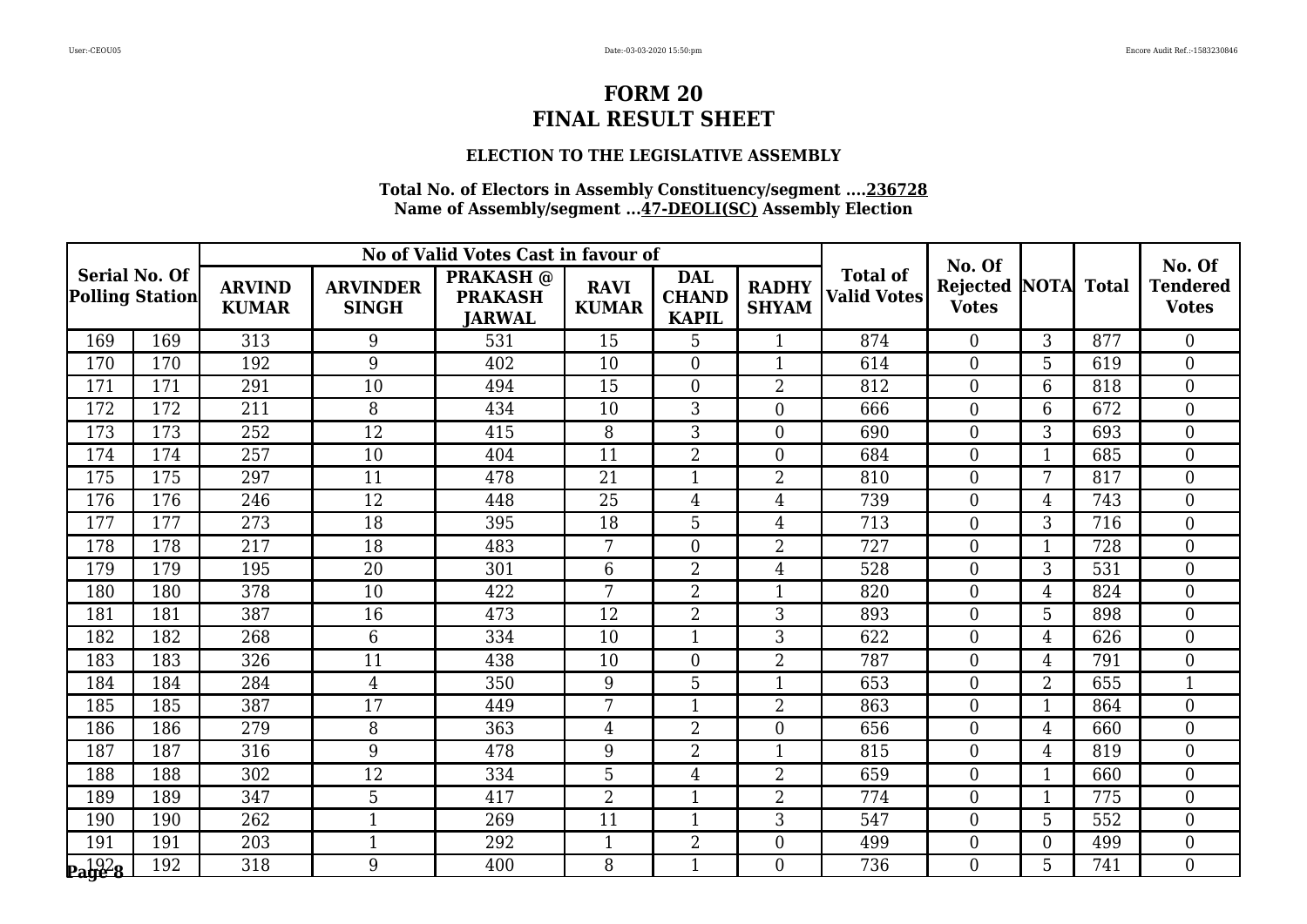# FORM 20
# FINAL RESULT SHEET

### ELECTION TO THE LEGISLATIVE ASSEMBLY

**Total No. of Electors in Assembly Constituency/segment ....236728**
**Name of Assembly/segment ...47-DEOLI(SC) Assembly Election**

| Serial No. Of Polling Station | | No of Valid Votes Cast in favour of | | | | | | Total of Valid Votes | No. Of Rejected Votes | NOTA | Total | No. Of Tendered Votes |
|---|---|---|---|---|---|---|---|---|---|---|---|---|
| | | ARVIND KUMAR | ARVINDER SINGH | PRAKASH @ PRAKASH JARWAL | RAVI KUMAR | DAL CHAND KAPIL | RADHY SHYAM | | | | | |
| 169 | 169 | 313 | 9 | 531 | 15 | 5 | 1 | 874 | 0 | 3 | 877 | 0 |
| 170 | 170 | 192 | 9 | 402 | 10 | 0 | 1 | 614 | 0 | 5 | 619 | 0 |
| 171 | 171 | 291 | 10 | 494 | 15 | 0 | 2 | 812 | 0 | 6 | 818 | 0 |
| 172 | 172 | 211 | 8 | 434 | 10 | 3 | 0 | 666 | 0 | 6 | 672 | 0 |
| 173 | 173 | 252 | 12 | 415 | 8 | 3 | 0 | 690 | 0 | 3 | 693 | 0 |
| 174 | 174 | 257 | 10 | 404 | 11 | 2 | 0 | 684 | 0 | 1 | 685 | 0 |
| 175 | 175 | 297 | 11 | 478 | 21 | 1 | 2 | 810 | 0 | 7 | 817 | 0 |
| 176 | 176 | 246 | 12 | 448 | 25 | 4 | 4 | 739 | 0 | 4 | 743 | 0 |
| 177 | 177 | 273 | 18 | 395 | 18 | 5 | 4 | 713 | 0 | 3 | 716 | 0 |
| 178 | 178 | 217 | 18 | 483 | 7 | 0 | 2 | 727 | 0 | 1 | 728 | 0 |
| 179 | 179 | 195 | 20 | 301 | 6 | 2 | 4 | 528 | 0 | 3 | 531 | 0 |
| 180 | 180 | 378 | 10 | 422 | 7 | 2 | 1 | 820 | 0 | 4 | 824 | 0 |
| 181 | 181 | 387 | 16 | 473 | 12 | 2 | 3 | 893 | 0 | 5 | 898 | 0 |
| 182 | 182 | 268 | 6 | 334 | 10 | 1 | 3 | 622 | 0 | 4 | 626 | 0 |
| 183 | 183 | 326 | 11 | 438 | 10 | 0 | 2 | 787 | 0 | 4 | 791 | 0 |
| 184 | 184 | 284 | 4 | 350 | 9 | 5 | 1 | 653 | 0 | 2 | 655 | 1 |
| 185 | 185 | 387 | 17 | 449 | 7 | 1 | 2 | 863 | 0 | 1 | 864 | 0 |
| 186 | 186 | 279 | 8 | 363 | 4 | 2 | 0 | 656 | 0 | 4 | 660 | 0 |
| 187 | 187 | 316 | 9 | 478 | 9 | 2 | 1 | 815 | 0 | 4 | 819 | 0 |
| 188 | 188 | 302 | 12 | 334 | 5 | 4 | 2 | 659 | 0 | 1 | 660 | 0 |
| 189 | 189 | 347 | 5 | 417 | 2 | 1 | 2 | 774 | 0 | 1 | 775 | 0 |
| 190 | 190 | 262 | 1 | 269 | 11 | 1 | 3 | 547 | 0 | 5 | 552 | 0 |
| 191 | 191 | 203 | 1 | 292 | 1 | 2 | 0 | 499 | 0 | 0 | 499 | 0 |
| 192 | 192 | 318 | 9 | 400 | 8 | 1 | 0 | 736 | 0 | 5 | 741 | 0 |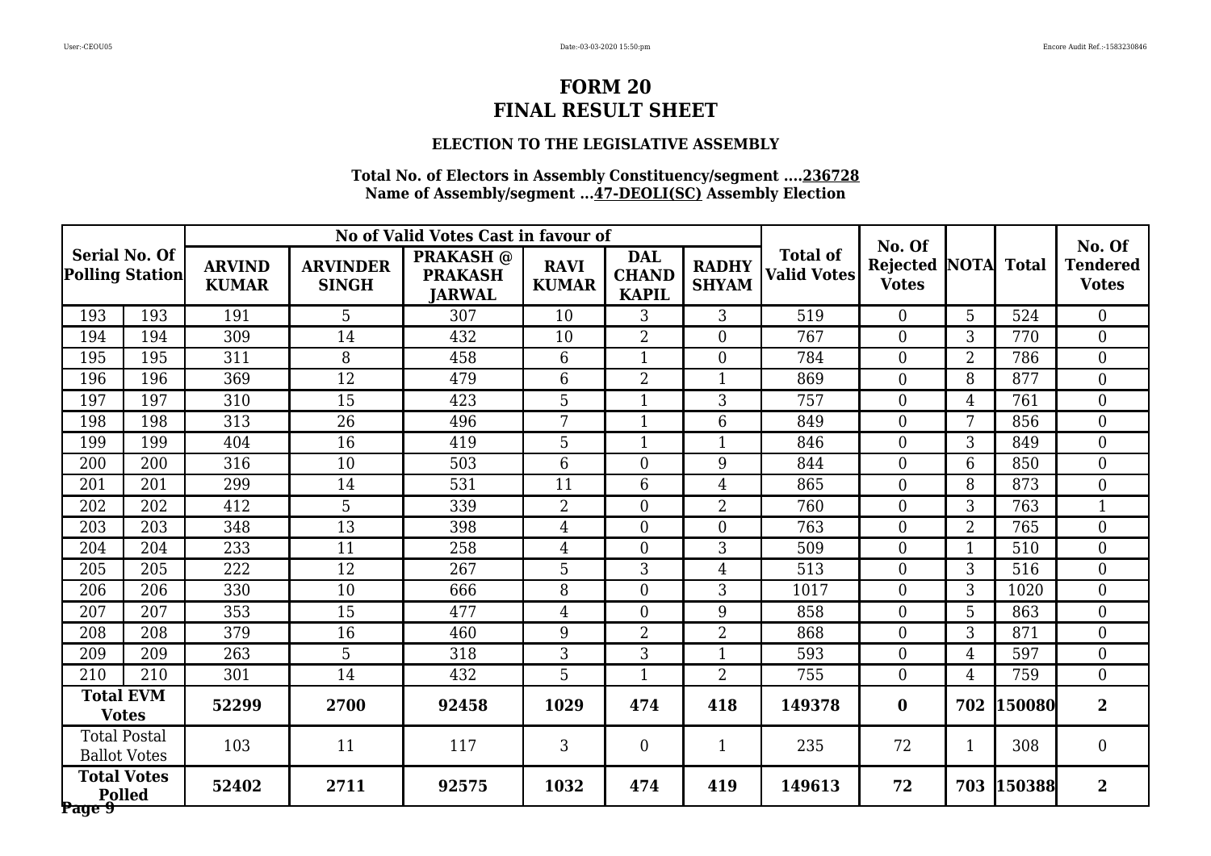# FORM 20
# FINAL RESULT SHEET

### ELECTION TO THE LEGISLATIVE ASSEMBLY

**Total No. of Electors in Assembly Constituency/segment ....236728**
**Name of Assembly/segment ...47-DEOLI(SC) Assembly Election**

| Serial No. Of Polling Station | | No of Valid Votes Cast in favour of | | | | | | Total of Valid Votes | No. Of Rejected Votes | NOTA | Total | No. Of Tendered Votes |
|---|---|---|---|---|---|---|---|---|---|---|---|---|
| | | ARVIND KUMAR | ARVINDER SINGH | PRAKASH @ PRAKASH JARWAL | RAVI KUMAR | DAL CHAND KAPIL | RADHY SHYAM | | | | | |
| 193 | 193 | 191 | 5 | 307 | 10 | 3 | 3 | 519 | 0 | 5 | 524 | 0 |
| 194 | 194 | 309 | 14 | 432 | 10 | 2 | 0 | 767 | 0 | 3 | 770 | 0 |
| 195 | 195 | 311 | 8 | 458 | 6 | 1 | 0 | 784 | 0 | 2 | 786 | 0 |
| 196 | 196 | 369 | 12 | 479 | 6 | 2 | 1 | 869 | 0 | 8 | 877 | 0 |
| 197 | 197 | 310 | 15 | 423 | 5 | 1 | 3 | 757 | 0 | 4 | 761 | 0 |
| 198 | 198 | 313 | 26 | 496 | 7 | 1 | 6 | 849 | 0 | 7 | 856 | 0 |
| 199 | 199 | 404 | 16 | 419 | 5 | 1 | 1 | 846 | 0 | 3 | 849 | 0 |
| 200 | 200 | 316 | 10 | 503 | 6 | 0 | 9 | 844 | 0 | 6 | 850 | 0 |
| 201 | 201 | 299 | 14 | 531 | 11 | 6 | 4 | 865 | 0 | 8 | 873 | 0 |
| 202 | 202 | 412 | 5 | 339 | 2 | 0 | 2 | 760 | 0 | 3 | 763 | 1 |
| 203 | 203 | 348 | 13 | 398 | 4 | 0 | 0 | 763 | 0 | 2 | 765 | 0 |
| 204 | 204 | 233 | 11 | 258 | 4 | 0 | 3 | 509 | 0 | 1 | 510 | 0 |
| 205 | 205 | 222 | 12 | 267 | 5 | 3 | 4 | 513 | 0 | 3 | 516 | 0 |
| 206 | 206 | 330 | 10 | 666 | 8 | 0 | 3 | 1017 | 0 | 3 | 1020 | 0 |
| 207 | 207 | 353 | 15 | 477 | 4 | 0 | 9 | 858 | 0 | 5 | 863 | 0 |
| 208 | 208 | 379 | 16 | 460 | 9 | 2 | 2 | 868 | 0 | 3 | 871 | 0 |
| 209 | 209 | 263 | 5 | 318 | 3 | 3 | 1 | 593 | 0 | 4 | 597 | 0 |
| 210 | 210 | 301 | 14 | 432 | 5 | 1 | 2 | 755 | 0 | 4 | 759 | 0 |
| **Total EVM Votes** | | **52299** | **2700** | **92458** | **1029** | **474** | **418** | **149378** | **0** | **702** | **150080** | **2** |
| Total Postal Ballot Votes | | 103 | 11 | 117 | 3 | 0 | 1 | 235 | 72 | 1 | 308 | 0 |
| **Total Votes Polled** | | **52402** | **2711** | **92575** | **1032** | **474** | **419** | **149613** | **72** | **703** | **150388** | **2** |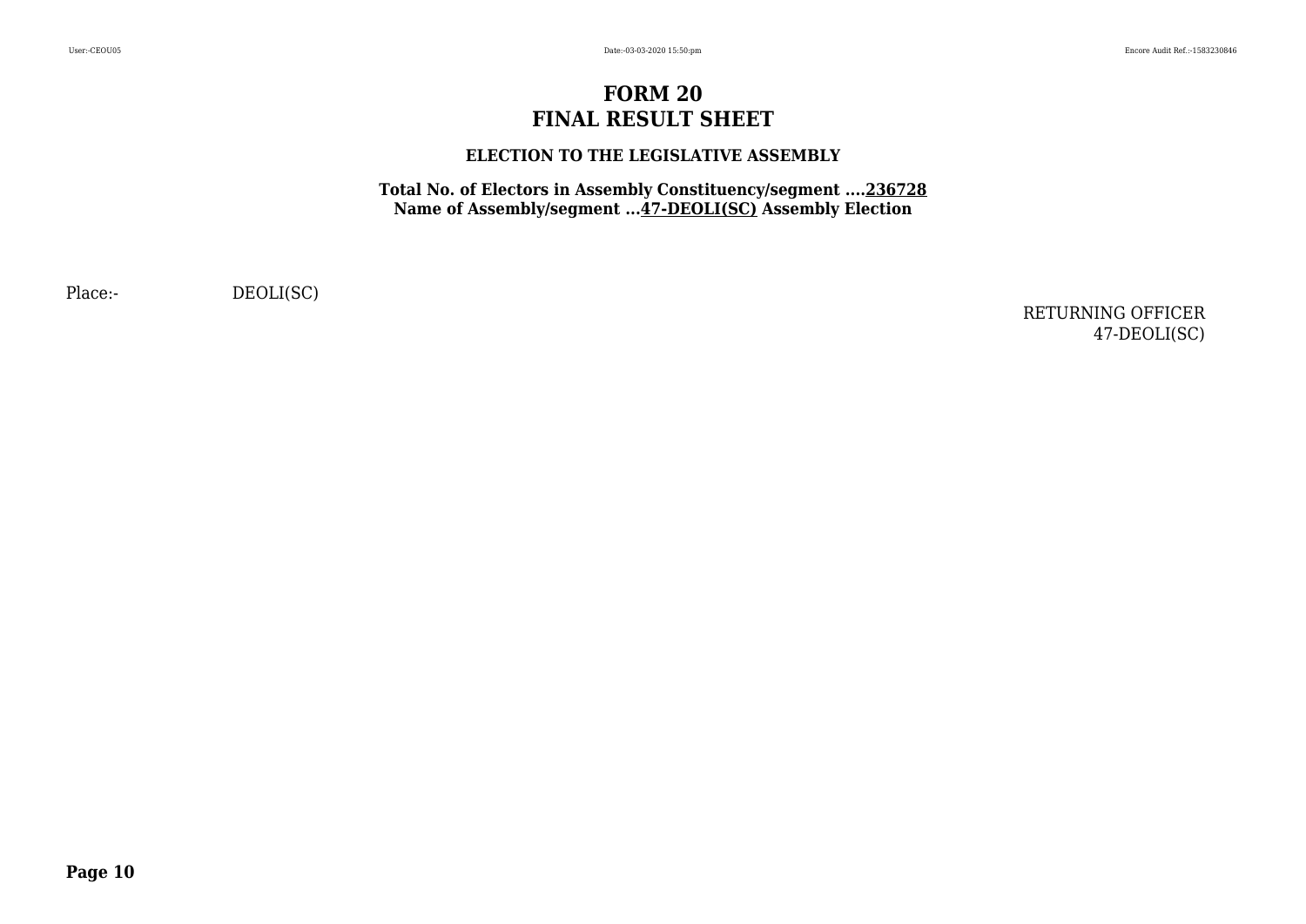# FORM 20
# FINAL RESULT SHEET

### ELECTION TO THE LEGISLATIVE ASSEMBLY

**Total No. of Electors in Assembly Constituency/segment ....236728**
**Name of Assembly/segment ...47-DEOLI(SC) Assembly Election**

Place:- DEOLI(SC)

RETURNING OFFICER
47-DEOLI(SC)